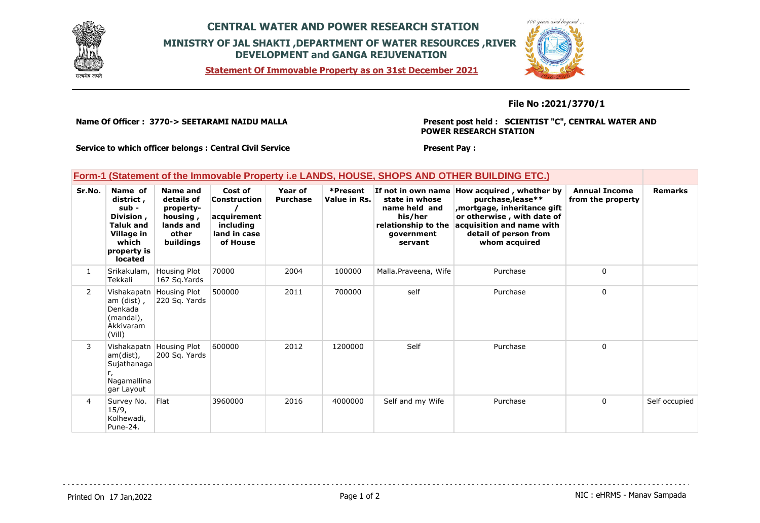# CENTRAL WATER AND POWER RESEARCH STATION

## MINISTRY OF JAL SHAKTI ,DEPARTMENT OF WATER RESOURCES ,RIVER DEVELOPMENT and GANGA REJUVENATION

**Statement Of Immovable Property as on 31st December 2021**

**File No :2021/3770/1**

**Name Of Officer : 3770-> SEETARAMI NAIDU MALLA**

**Present post held : SCIENTIST "C", CENTRAL WATER AND POWER RESEARCH STATION**

**Service to which officer belongs : Central Civil Service**

**Present Pay :**

## Form-1 (Statement of the Immovable Property i.e LANDS, HOUSE, SHOPS AND OTHER BUILDING ETC.)

| Sr.No. | Name of district , sub - Division , Taluk and Village in which property is located | Name and details of property- housing , lands and other buildings | Cost of Construction / acquirement including land in case of House | Year of Purchase | *Present Value in Rs. | If not in own name state in whose name held and his/her relationship to the government servant | How acquired , whether by purchase,lease** ,mortgage, inheritance gift or otherwise , with date of acquisition and name with detail of person from whom acquired | Annual Income from the property | Remarks |
|---|---|---|---|---|---|---|---|---|---|
| 1 | Srikakulam, Tekkali | Housing Plot 167 Sq.Yards | 70000 | 2004 | 100000 | Malla.Praveena, Wife | Purchase | 0 | |
| 2 | Vishakapatnam (dist) , Denkada (mandal), Akkivaram (Vill) | Housing Plot 220 Sq. Yards | 500000 | 2011 | 700000 | self | Purchase | 0 | |
| 3 | Vishakapatnam(dist), Sujathanagar, Nagamallinagar Layout | Housing Plot 200 Sq. Yards | 600000 | 2012 | 1200000 | Self | Purchase | 0 | |
| 4 | Survey No. 15/9, Kolhewadi, Pune-24. | Flat | 3960000 | 2016 | 4000000 | Self and my Wife | Purchase | 0 | Self occupied |

Printed On 17 Jan,2022

NIC : eHRMS - Manav Sampada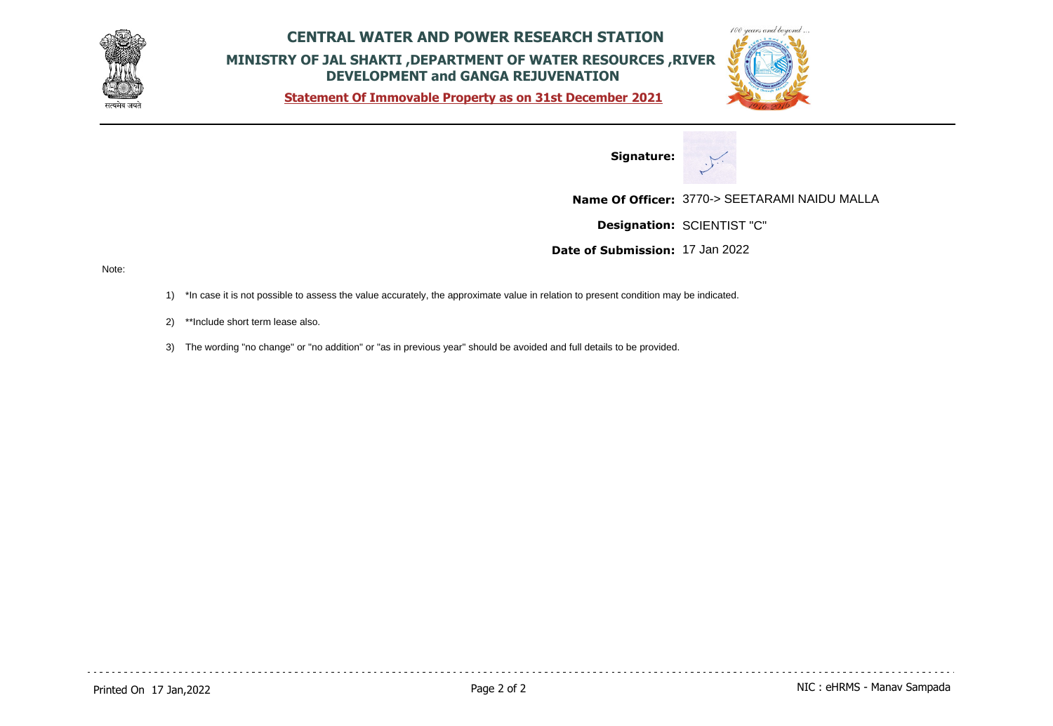# CENTRAL WATER AND POWER RESEARCH STATION

## MINISTRY OF JAL SHAKTI ,DEPARTMENT OF WATER RESOURCES ,RIVER DEVELOPMENT and GANGA REJUVENATION

**Statement Of Immovable Property as on 31st December 2021**

**Signature:**

**Name Of Officer:** 3770-> SEETARAMI NAIDU MALLA

**Designation:** SCIENTIST "C"

**Date of Submission:** 17 Jan 2022

Note:

1) *In case it is not possible to assess the value accurately, the approximate value in relation to present condition may be indicated.

2) **Include short term lease also.

3) The wording "no change" or "no addition" or "as in previous year" should be avoided and full details to be provided.

Printed On 17 Jan,2022

NIC : eHRMS - Manav Sampada